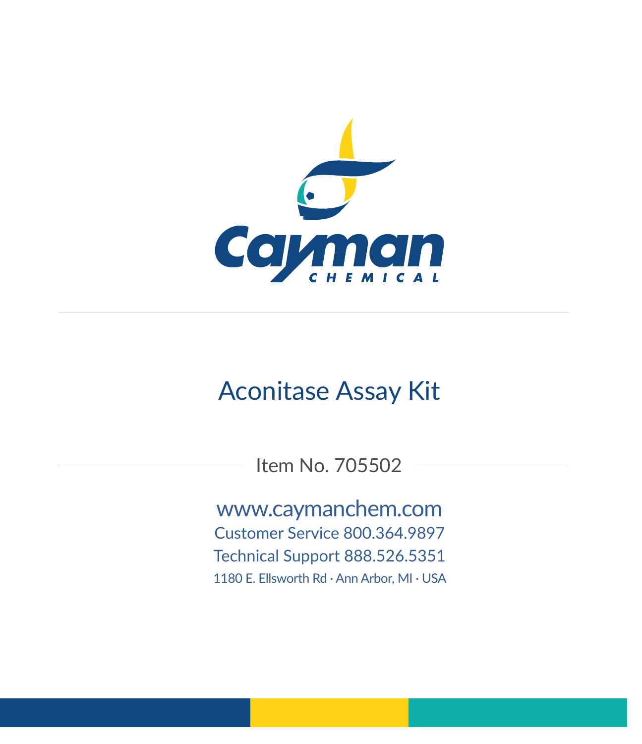Cayman CHEMICAL

# Aconitase Assay Kit

Item No. 705502

www.caymanchem.com

Customer Service 800.364.9897

Technical Support 888.526.5351

1180 E. Ellsworth Rd · Ann Arbor, MI · USA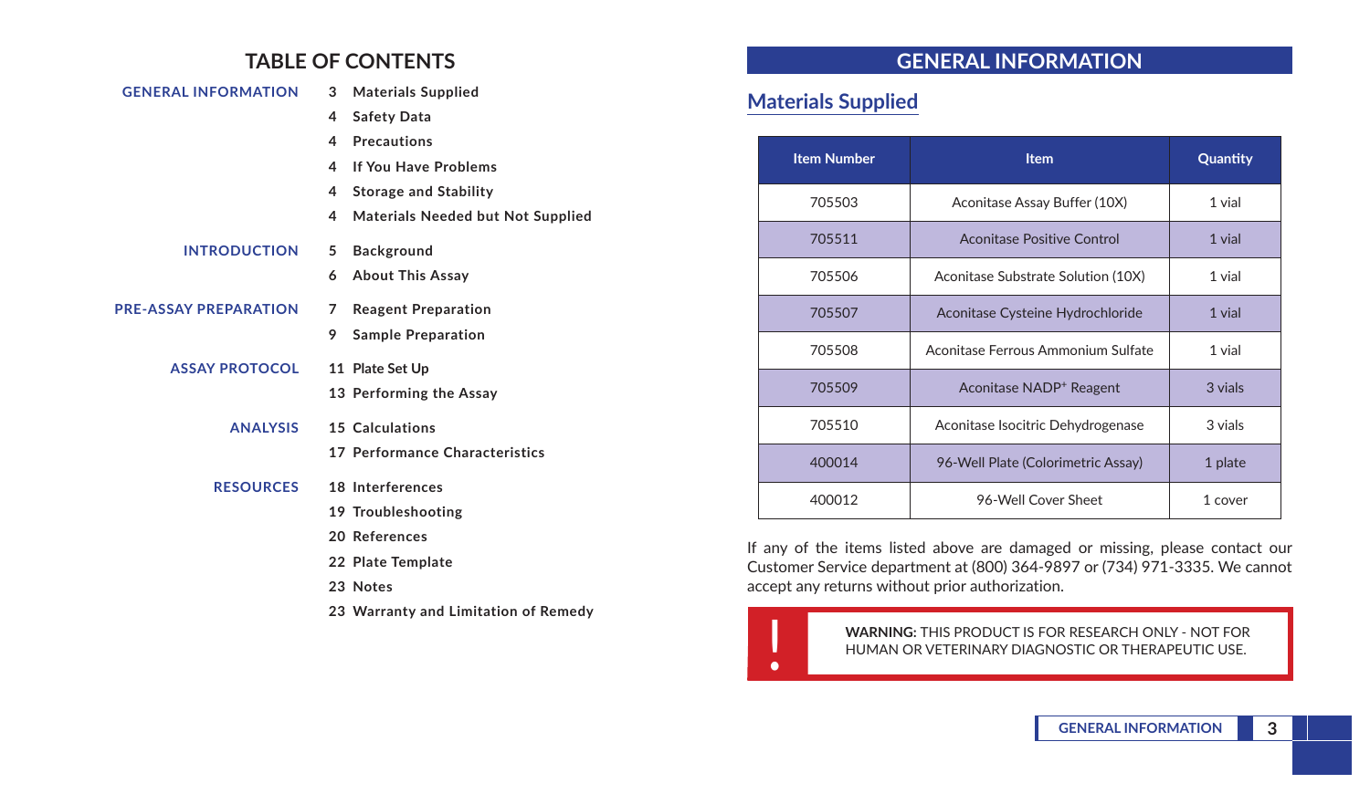# TABLE OF CONTENTS

**GENERAL INFORMATION**
- 3 Materials Supplied
- 4 Safety Data
- 4 Precautions
- 4 If You Have Problems
- 4 Storage and Stability
- 4 Materials Needed but Not Supplied

**INTRODUCTION**
- 5 Background
- 6 About This Assay

**PRE-ASSAY PREPARATION**
- 7 Reagent Preparation
- 9 Sample Preparation

**ASSAY PROTOCOL**
- 11 Plate Set Up
- 13 Performing the Assay

**ANALYSIS**
- 15 Calculations
- 17 Performance Characteristics

**RESOURCES**
- 18 Interferences
- 19 Troubleshooting
- 20 References
- 22 Plate Template
- 23 Notes
- 23 Warranty and Limitation of Remedy

# GENERAL INFORMATION

## Materials Supplied

| Item Number | Item | Quantity |
|---|---|---|
| 705503 | Aconitase Assay Buffer (10X) | 1 vial |
| 705511 | Aconitase Positive Control | 1 vial |
| 705506 | Aconitase Substrate Solution (10X) | 1 vial |
| 705507 | Aconitase Cysteine Hydrochloride | 1 vial |
| 705508 | Aconitase Ferrous Ammonium Sulfate | 1 vial |
| 705509 | Aconitase $NADP^+$ Reagent | 3 vials |
| 705510 | Aconitase Isocitric Dehydrogenase | 3 vials |
| 400014 | 96-Well Plate (Colorimetric Assay) | 1 plate |
| 400012 | 96-Well Cover Sheet | 1 cover |

If any of the items listed above are damaged or missing, please contact our Customer Service department at (800) 364-9897 or (734) 971-3335. We cannot accept any returns without prior authorization.

**WARNING:** THIS PRODUCT IS FOR RESEARCH ONLY - NOT FOR HUMAN OR VETERINARY DIAGNOSTIC OR THERAPEUTIC USE.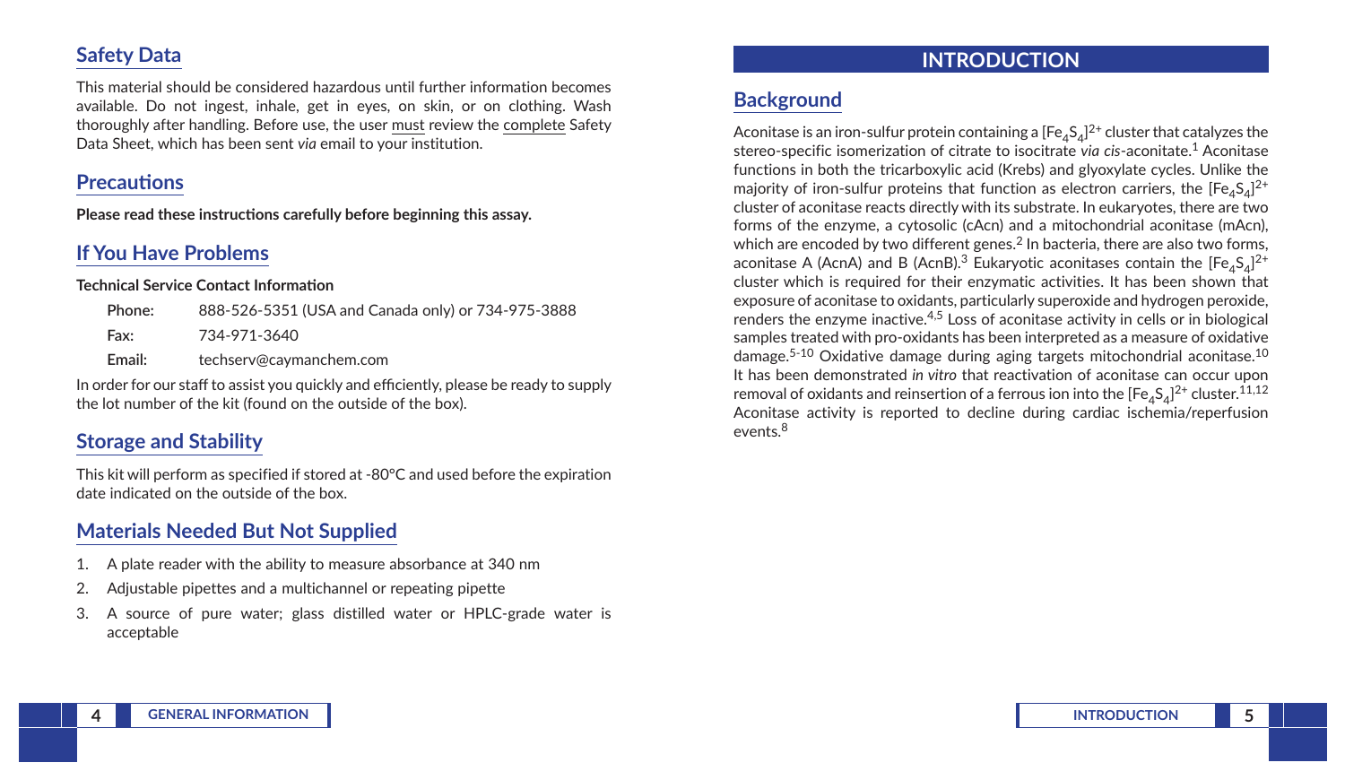## Safety Data

This material should be considered hazardous until further information becomes available. Do not ingest, inhale, get in eyes, on skin, or on clothing. Wash thoroughly after handling. Before use, the user must review the complete Safety Data Sheet, which has been sent *via* email to your institution.

## Precautions

**Please read these instructions carefully before beginning this assay.**

## If You Have Problems

**Technical Service Contact Information**

**Phone:** 888-526-5351 (USA and Canada only) or 734-975-3888

**Fax:** 734-971-3640

**Email:** techserv@caymanchem.com

In order for our staff to assist you quickly and efficiently, please be ready to supply the lot number of the kit (found on the outside of the box).

## Storage and Stability

This kit will perform as specified if stored at -80°C and used before the expiration date indicated on the outside of the box.

## Materials Needed But Not Supplied

1. A plate reader with the ability to measure absorbance at 340 nm
2. Adjustable pipettes and a multichannel or repeating pipette
3. A source of pure water; glass distilled water or HPLC-grade water is acceptable

# INTRODUCTION

## Background

Aconitase is an iron-sulfur protein containing a $[Fe_4S_4]^{2+}$ cluster that catalyzes the stereo-specific isomerization of citrate to isocitrate *via cis*-aconitate.[1] Aconitase functions in both the tricarboxylic acid (Krebs) and glyoxylate cycles. Unlike the majority of iron-sulfur proteins that function as electron carriers, the $[Fe_4S_4]^{2+}$ cluster of aconitase reacts directly with its substrate. In eukaryotes, there are two forms of the enzyme, a cytosolic (cAcn) and a mitochondrial aconitase (mAcn), which are encoded by two different genes.[2] In bacteria, there are also two forms, aconitase A (AcnA) and B (AcnB).[3] Eukaryotic aconitases contain the $[Fe_4S_4]^{2+}$ cluster which is required for their enzymatic activities. It has been shown that exposure of aconitase to oxidants, particularly superoxide and hydrogen peroxide, renders the enzyme inactive.[4,5] Loss of aconitase activity in cells or in biological samples treated with pro-oxidants has been interpreted as a measure of oxidative damage.[5-10] Oxidative damage during aging targets mitochondrial aconitase.[10] It has been demonstrated *in vitro* that reactivation of aconitase can occur upon removal of oxidants and reinsertion of a ferrous ion into the $[Fe_4S_4]^{2+}$ cluster.[11,12] Aconitase activity is reported to decline during cardiac ischemia/reperfusion events.[8]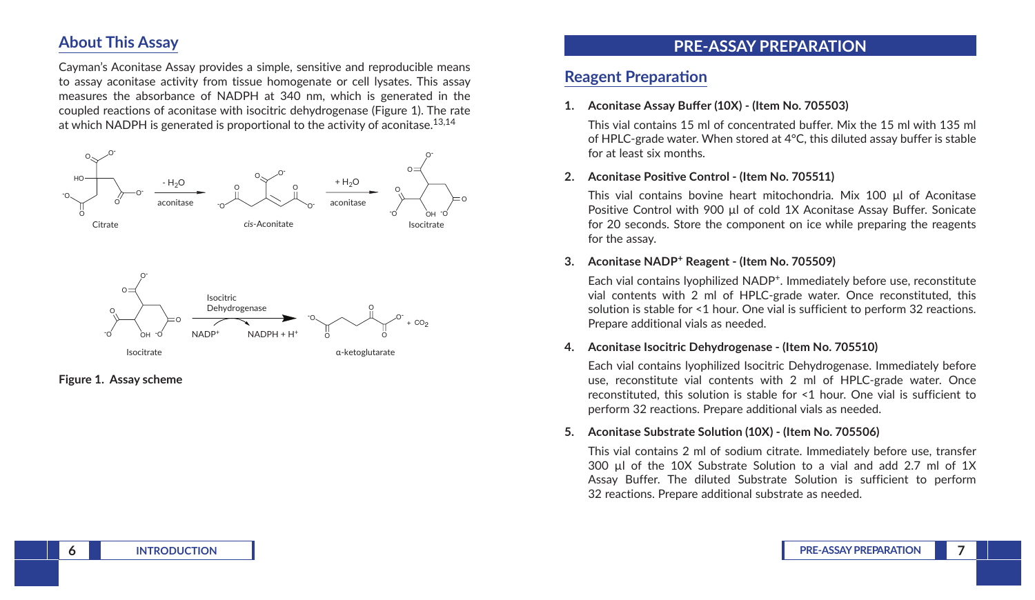## About This Assay

Cayman's Aconitase Assay provides a simple, sensitive and reproducible means to assay aconitase activity from tissue homogenate or cell lysates. This assay measures the absorbance of NADPH at 340 nm, which is generated in the coupled reactions of aconitase with isocitric dehydrogenase (Figure 1). The rate at which NADPH is generated is proportional to the activity of aconitase.[13,14]

Citrate → ($- H_2O$, aconitase) → *cis*-Aconitate → ($+ H_2O$, aconitase) → Isocitrate

Isocitrate → (Isocitric Dehydrogenase; $NADP^+$ → $NADPH + H^+$) → α-ketoglutarate + $CO_2$

**Figure 1. Assay scheme**

# PRE-ASSAY PREPARATION

## Reagent Preparation

1. **Aconitase Assay Buffer (10X) - (Item No. 705503)**

   This vial contains 15 ml of concentrated buffer. Mix the 15 ml with 135 ml of HPLC-grade water. When stored at 4°C, this diluted assay buffer is stable for at least six months.

2. **Aconitase Positive Control - (Item No. 705511)**

   This vial contains bovine heart mitochondria. Mix 100 µl of Aconitase Positive Control with 900 µl of cold 1X Aconitase Assay Buffer. Sonicate for 20 seconds. Store the component on ice while preparing the reagents for the assay.

3. **Aconitase $NADP^+$ Reagent - (Item No. 705509)**

   Each vial contains lyophilized $NADP^+$. Immediately before use, reconstitute vial contents with 2 ml of HPLC-grade water. Once reconstituted, this solution is stable for <1 hour. One vial is sufficient to perform 32 reactions. Prepare additional vials as needed.

4. **Aconitase Isocitric Dehydrogenase - (Item No. 705510)**

   Each vial contains lyophilized Isocitric Dehydrogenase. Immediately before use, reconstitute vial contents with 2 ml of HPLC-grade water. Once reconstituted, this solution is stable for <1 hour. One vial is sufficient to perform 32 reactions. Prepare additional vials as needed.

5. **Aconitase Substrate Solution (10X) - (Item No. 705506)**

   This vial contains 2 ml of sodium citrate. Immediately before use, transfer 300 µl of the 10X Substrate Solution to a vial and add 2.7 ml of 1X Assay Buffer. The diluted Substrate Solution is sufficient to perform 32 reactions. Prepare additional substrate as needed.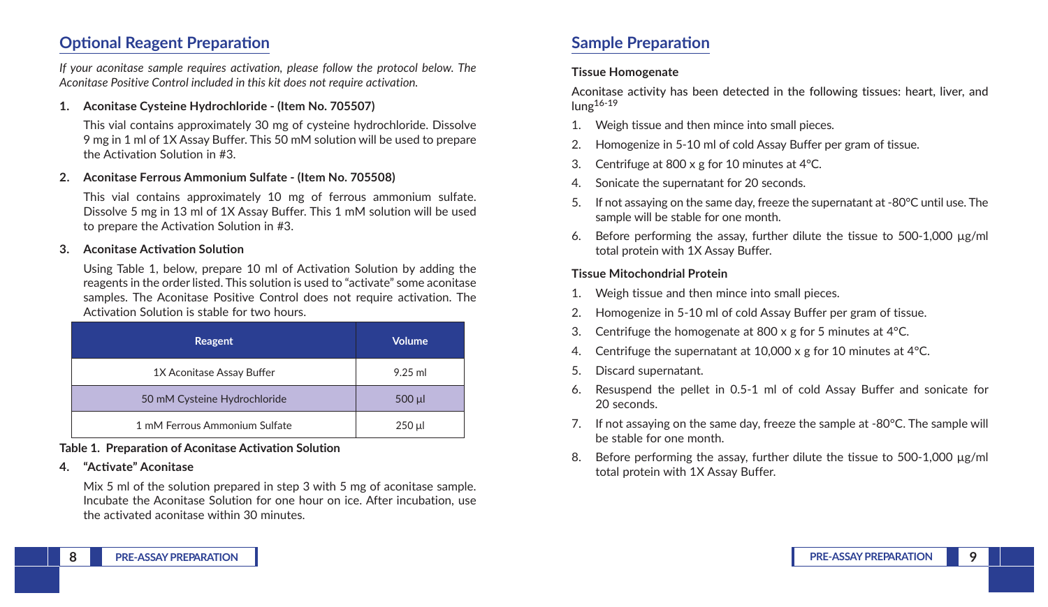## Optional Reagent Preparation

*If your aconitase sample requires activation, please follow the protocol below. The Aconitase Positive Control included in this kit does not require activation.*

1. **Aconitase Cysteine Hydrochloride - (Item No. 705507)**

   This vial contains approximately 30 mg of cysteine hydrochloride. Dissolve 9 mg in 1 ml of 1X Assay Buffer. This 50 mM solution will be used to prepare the Activation Solution in #3.

2. **Aconitase Ferrous Ammonium Sulfate - (Item No. 705508)**

   This vial contains approximately 10 mg of ferrous ammonium sulfate. Dissolve 5 mg in 13 ml of 1X Assay Buffer. This 1 mM solution will be used to prepare the Activation Solution in #3.

3. **Aconitase Activation Solution**

   Using Table 1, below, prepare 10 ml of Activation Solution by adding the reagents in the order listed. This solution is used to "activate" some aconitase samples. The Aconitase Positive Control does not require activation. The Activation Solution is stable for two hours.

| Reagent | Volume |
|---|---|
| 1X Aconitase Assay Buffer | 9.25 ml |
| 50 mM Cysteine Hydrochloride | 500 µl |
| 1 mM Ferrous Ammonium Sulfate | 250 µl |

**Table 1. Preparation of Aconitase Activation Solution**

4. **"Activate" Aconitase**

   Mix 5 ml of the solution prepared in step 3 with 5 mg of aconitase sample. Incubate the Aconitase Solution for one hour on ice. After incubation, use the activated aconitase within 30 minutes.

## Sample Preparation

**Tissue Homogenate**

Aconitase activity has been detected in the following tissues: heart, liver, and lung[16-19]

1. Weigh tissue and then mince into small pieces.
2. Homogenize in 5-10 ml of cold Assay Buffer per gram of tissue.
3. Centrifuge at 800 x g for 10 minutes at 4°C.
4. Sonicate the supernatant for 20 seconds.
5. If not assaying on the same day, freeze the supernatant at -80°C until use. The sample will be stable for one month.
6. Before performing the assay, further dilute the tissue to 500-1,000 µg/ml total protein with 1X Assay Buffer.

**Tissue Mitochondrial Protein**

1. Weigh tissue and then mince into small pieces.
2. Homogenize in 5-10 ml of cold Assay Buffer per gram of tissue.
3. Centrifuge the homogenate at 800 x g for 5 minutes at 4°C.
4. Centrifuge the supernatant at 10,000 x g for 10 minutes at 4°C.
5. Discard supernatant.
6. Resuspend the pellet in 0.5-1 ml of cold Assay Buffer and sonicate for 20 seconds.
7. If not assaying on the same day, freeze the sample at -80°C. The sample will be stable for one month.
8. Before performing the assay, further dilute the tissue to 500-1,000 µg/ml total protein with 1X Assay Buffer.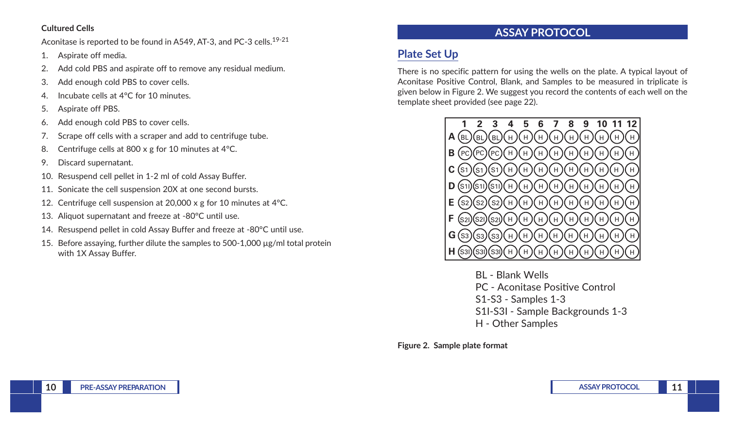**Cultured Cells**

Aconitase is reported to be found in A549, AT-3, and PC-3 cells.[19-21]

1. Aspirate off media.
2. Add cold PBS and aspirate off to remove any residual medium.
3. Add enough cold PBS to cover cells.
4. Incubate cells at 4°C for 10 minutes.
5. Aspirate off PBS.
6. Add enough cold PBS to cover cells.
7. Scrape off cells with a scraper and add to centrifuge tube.
8. Centrifuge cells at 800 x g for 10 minutes at 4°C.
9. Discard supernatant.
10. Resuspend cell pellet in 1-2 ml of cold Assay Buffer.
11. Sonicate the cell suspension 20X at one second bursts.
12. Centrifuge cell suspension at 20,000 x g for 10 minutes at 4°C.
13. Aliquot supernatant and freeze at -80°C until use.
14. Resuspend pellet in cold Assay Buffer and freeze at -80°C until use.
15. Before assaying, further dilute the samples to 500-1,000 µg/ml total protein with 1X Assay Buffer.

# ASSAY PROTOCOL

## Plate Set Up

There is no specific pattern for using the wells on the plate. A typical layout of Aconitase Positive Control, Blank, and Samples to be measured in triplicate is given below in Figure 2. We suggest you record the contents of each well on the template sheet provided (see page 22).

| | 1 | 2 | 3 | 4 | 5 | 6 | 7 | 8 | 9 | 10 | 11 | 12 |
|---|---|---|---|---|---|---|---|---|---|---|---|---|
| A | BL | BL | BL | H | H | H | H | H | H | H | H | H |
| B | PC | PC | PC | H | H | H | H | H | H | H | H | H |
| C | S1 | S1 | S1 | H | H | H | H | H | H | H | H | H |
| D | S1I | S1I | S1I | H | H | H | H | H | H | H | H | H |
| E | S2 | S2 | S2 | H | H | H | H | H | H | H | H | H |
| F | S2I | S2I | S2I | H | H | H | H | H | H | H | H | H |
| G | S3 | S3 | S3 | H | H | H | H | H | H | H | H | H |
| H | S3I | S3I | S3I | H | H | H | H | H | H | H | H | H |

BL - Blank Wells
PC - Aconitase Positive Control
S1-S3 - Samples 1-3
S1I-S3I - Sample Backgrounds 1-3
H - Other Samples

**Figure 2. Sample plate format**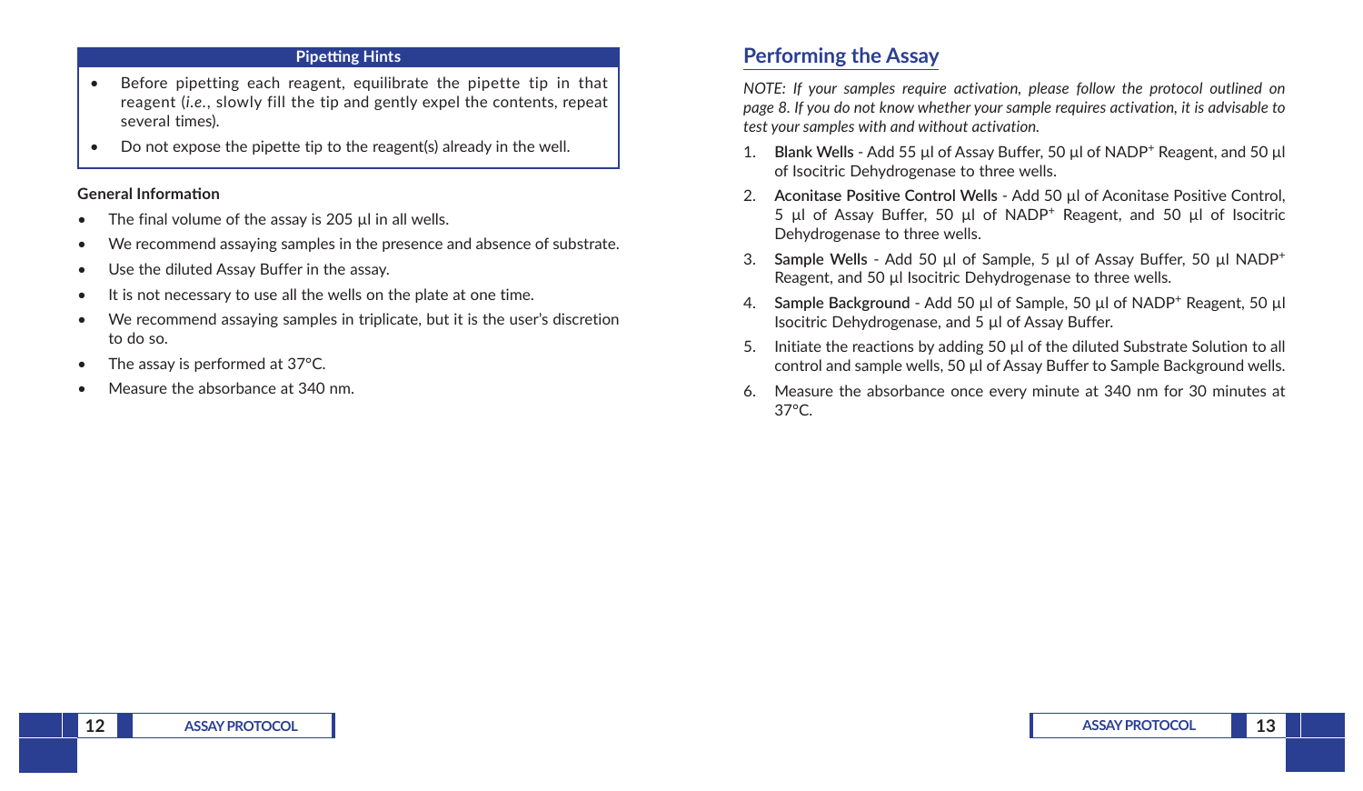### Pipetting Hints

- Before pipetting each reagent, equilibrate the pipette tip in that reagent (*i.e.*, slowly fill the tip and gently expel the contents, repeat several times).
- Do not expose the pipette tip to the reagent(s) already in the well.

**General Information**

- The final volume of the assay is 205 µl in all wells.
- We recommend assaying samples in the presence and absence of substrate.
- Use the diluted Assay Buffer in the assay.
- It is not necessary to use all the wells on the plate at one time.
- We recommend assaying samples in triplicate, but it is the user's discretion to do so.
- The assay is performed at 37°C.
- Measure the absorbance at 340 nm.

## Performing the Assay

*NOTE: If your samples require activation, please follow the protocol outlined on page 8. If you do not know whether your sample requires activation, it is advisable to test your samples with and without activation.*

1. **Blank Wells** - Add 55 µl of Assay Buffer, 50 µl of $NADP^+$ Reagent, and 50 µl of Isocitric Dehydrogenase to three wells.
2. **Aconitase Positive Control Wells** - Add 50 µl of Aconitase Positive Control, 5 µl of Assay Buffer, 50 µl of $NADP^+$ Reagent, and 50 µl of Isocitric Dehydrogenase to three wells.
3. **Sample Wells** - Add 50 µl of Sample, 5 µl of Assay Buffer, 50 µl $NADP^+$ Reagent, and 50 µl Isocitric Dehydrogenase to three wells.
4. **Sample Background** - Add 50 µl of Sample, 50 µl of $NADP^+$ Reagent, 50 µl Isocitric Dehydrogenase, and 5 µl of Assay Buffer.
5. Initiate the reactions by adding 50 µl of the diluted Substrate Solution to all control and sample wells, 50 µl of Assay Buffer to Sample Background wells.
6. Measure the absorbance once every minute at 340 nm for 30 minutes at 37°C.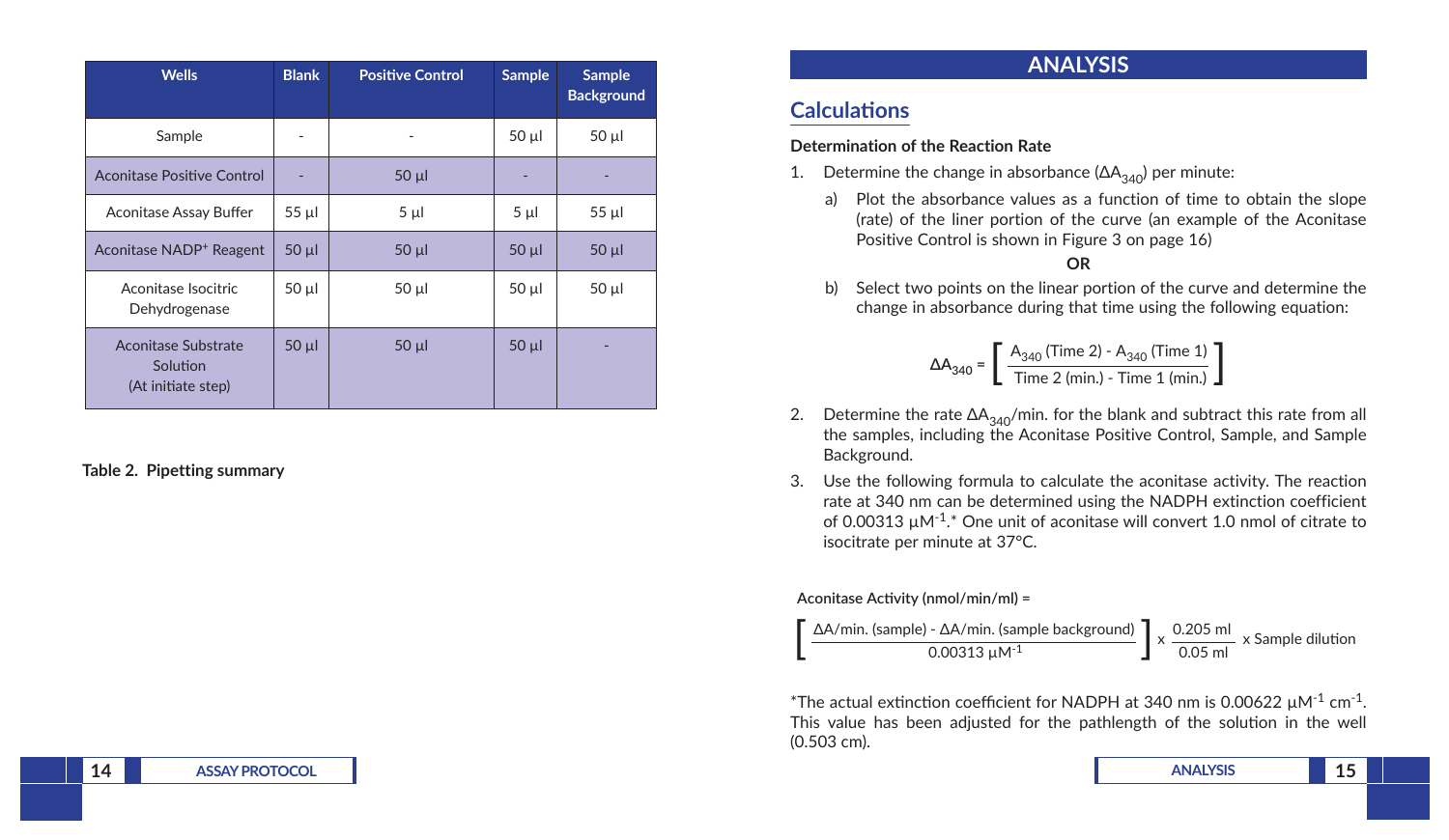| Wells | Blank | Positive Control | Sample | Sample Background |
|---|---|---|---|---|
| Sample | - | - | 50 µl | 50 µl |
| Aconitase Positive Control | - | 50 µl | - | - |
| Aconitase Assay Buffer | 55 µl | 5 µl | 5 µl | 55 µl |
| Aconitase $NADP^+$ Reagent | 50 µl | 50 µl | 50 µl | 50 µl |
| Aconitase Isocitric Dehydrogenase | 50 µl | 50 µl | 50 µl | 50 µl |
| Aconitase Substrate Solution (At initiate step) | 50 µl | 50 µl | 50 µl | - |

**Table 2. Pipetting summary**

# ANALYSIS

## Calculations

**Determination of the Reaction Rate**

1. Determine the change in absorbance ($\Delta A_{340}$) per minute:
   a) Plot the absorbance values as a function of time to obtain the slope (rate) of the liner portion of the curve (an example of the Aconitase Positive Control is shown in Figure 3 on page 16)

   **OR**

   b) Select two points on the linear portion of the curve and determine the change in absorbance during that time using the following equation:

$$\Delta A_{340} = \left[ \frac{A_{340} \text{ (Time 2)} - A_{340} \text{ (Time 1)}}{\text{Time 2 (min.)} - \text{Time 1 (min.)}} \right]$$

2. Determine the rate $\Delta A_{340}$/min. for the blank and subtract this rate from all the samples, including the Aconitase Positive Control, Sample, and Sample Background.
3. Use the following formula to calculate the aconitase activity. The reaction rate at 340 nm can be determined using the NADPH extinction coefficient of 0.00313 $\mu M^{-1}$.* One unit of aconitase will convert 1.0 nmol of citrate to isocitrate per minute at 37°C.

**Aconitase Activity (nmol/min/ml) =**

$$\left[ \frac{\Delta A/\text{min. (sample)} - \Delta A/\text{min. (sample background)}}{0.00313\ \mu M^{-1}} \right] \times \frac{0.205 \text{ ml}}{0.05 \text{ ml}} \times \text{Sample dilution}$$

*The actual extinction coefficient for NADPH at 340 nm is 0.00622 $\mu M^{-1}$ $cm^{-1}$. This value has been adjusted for the pathlength of the solution in the well (0.503 cm).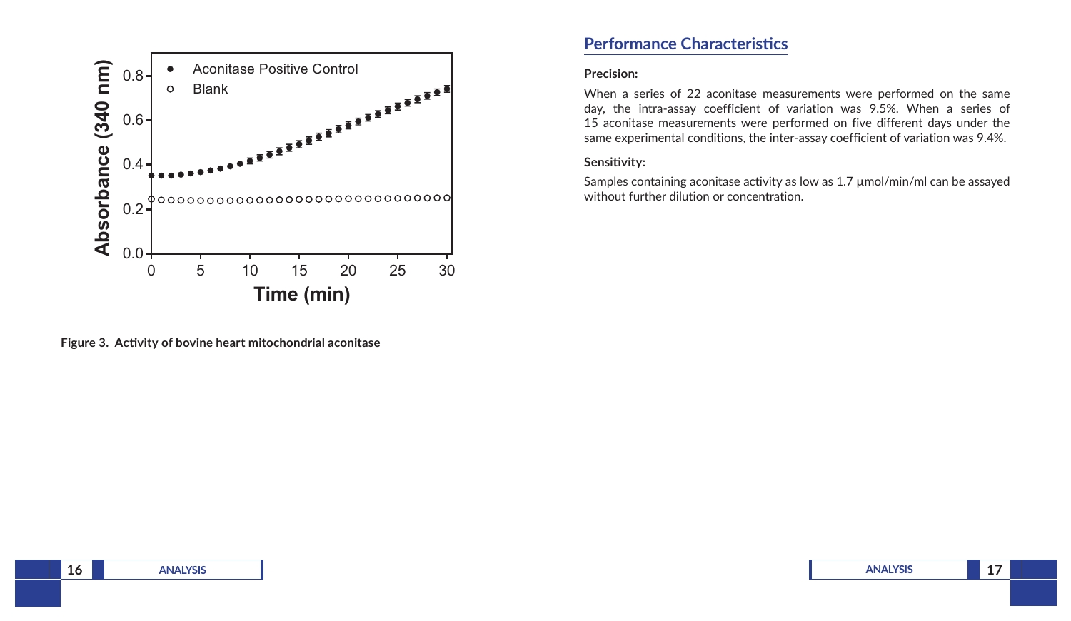Figure 3. Activity of bovine heart mitochondrial aconitase

## Performance Characteristics

**Precision:**

When a series of 22 aconitase measurements were performed on the same day, the intra-assay coefficient of variation was 9.5%. When a series of 15 aconitase measurements were performed on five different days under the same experimental conditions, the inter-assay coefficient of variation was 9.4%.

**Sensitivity:**

Samples containing aconitase activity as low as 1.7 µmol/min/ml can be assayed without further dilution or concentration.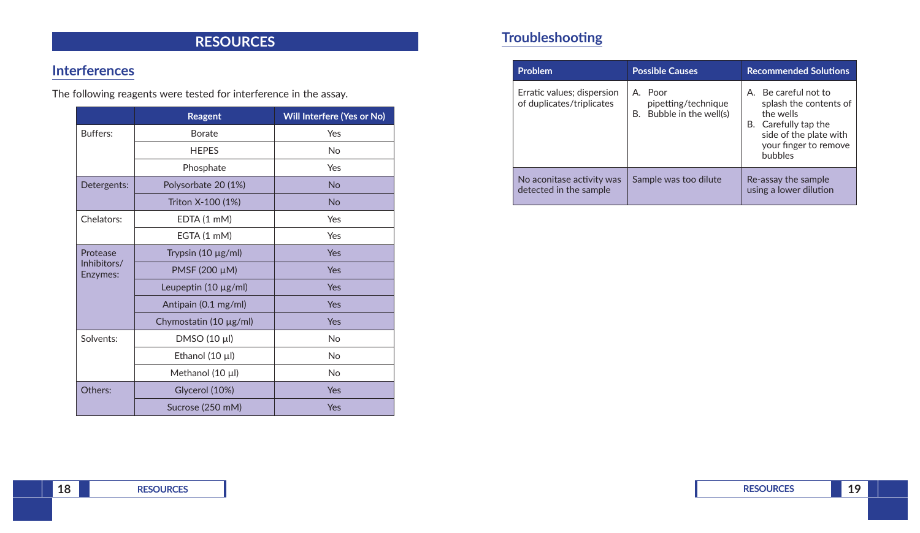# RESOURCES

## Interferences

The following reagents were tested for interference in the assay.

| | Reagent | Will Interfere (Yes or No) |
|---|---|---|
| Buffers: | Borate | Yes |
| | HEPES | No |
| | Phosphate | Yes |
| Detergents: | Polysorbate 20 (1%) | No |
| | Triton X-100 (1%) | No |
| Chelators: | EDTA (1 mM) | Yes |
| | EGTA (1 mM) | Yes |
| Protease Inhibitors/ Enzymes: | Trypsin (10 µg/ml) | Yes |
| | PMSF (200 µM) | Yes |
| | Leupeptin (10 µg/ml) | Yes |
| | Antipain (0.1 mg/ml) | Yes |
| | Chymostatin (10 µg/ml) | Yes |
| Solvents: | DMSO (10 µl) | No |
| | Ethanol (10 µl) | No |
| | Methanol (10 µl) | No |
| Others: | Glycerol (10%) | Yes |
| | Sucrose (250 mM) | Yes |

## Troubleshooting

| Problem | Possible Causes | Recommended Solutions |
|---|---|---|
| Erratic values; dispersion of duplicates/triplicates | A. Poor pipetting/technique<br>B. Bubble in the well(s) | A. Be careful not to splash the contents of the wells<br>B. Carefully tap the side of the plate with your finger to remove bubbles |
| No aconitase activity was detected in the sample | Sample was too dilute | Re-assay the sample using a lower dilution |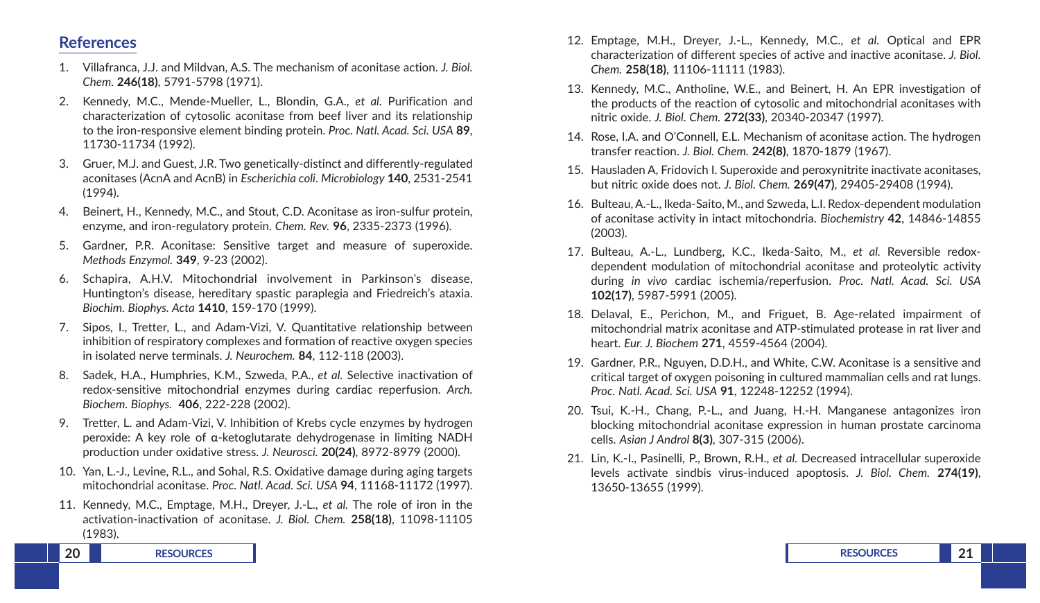## References

1. Villafranca, J.J. and Mildvan, A.S. The mechanism of aconitase action. *J. Biol. Chem.* **246(18)**, 5791-5798 (1971).
2. Kennedy, M.C., Mende-Mueller, L., Blondin, G.A., *et al.* Purification and characterization of cytosolic aconitase from beef liver and its relationship to the iron-responsive element binding protein. *Proc. Natl. Acad. Sci. USA* **89**, 11730-11734 (1992).
3. Gruer, M.J. and Guest, J.R. Two genetically-distinct and differently-regulated aconitases (AcnA and AcnB) in *Escherichia coli*. *Microbiology* **140**, 2531-2541 (1994).
4. Beinert, H., Kennedy, M.C., and Stout, C.D. Aconitase as iron-sulfur protein, enzyme, and iron-regulatory protein. *Chem. Rev.* **96**, 2335-2373 (1996).
5. Gardner, P.R. Aconitase: Sensitive target and measure of superoxide. *Methods Enzymol.* **349**, 9-23 (2002).
6. Schapira, A.H.V. Mitochondrial involvement in Parkinson's disease, Huntington's disease, hereditary spastic paraplegia and Friedreich's ataxia. *Biochim. Biophys. Acta* **1410**, 159-170 (1999).
7. Sipos, I., Tretter, L., and Adam-Vizi, V. Quantitative relationship between inhibition of respiratory complexes and formation of reactive oxygen species in isolated nerve terminals. *J. Neurochem.* **84**, 112-118 (2003).
8. Sadek, H.A., Humphries, K.M., Szweda, P.A., *et al.* Selective inactivation of redox-sensitive mitochondrial enzymes during cardiac reperfusion. *Arch. Biochem. Biophys.* **406**, 222-228 (2002).
9. Tretter, L. and Adam-Vizi, V. Inhibition of Krebs cycle enzymes by hydrogen peroxide: A key role of α-ketoglutarate dehydrogenase in limiting NADH production under oxidative stress. *J. Neurosci.* **20(24)**, 8972-8979 (2000).
10. Yan, L.-J., Levine, R.L., and Sohal, R.S. Oxidative damage during aging targets mitochondrial aconitase. *Proc. Natl. Acad. Sci. USA* **94**, 11168-11172 (1997).
11. Kennedy, M.C., Emptage, M.H., Dreyer, J.-L., *et al.* The role of iron in the activation-inactivation of aconitase. *J. Biol. Chem.* **258(18)**, 11098-11105 (1983).
12. Emptage, M.H., Dreyer, J.-L., Kennedy, M.C., *et al.* Optical and EPR characterization of different species of active and inactive aconitase. *J. Biol. Chem.* **258(18)**, 11106-11111 (1983).
13. Kennedy, M.C., Antholine, W.E., and Beinert, H. An EPR investigation of the products of the reaction of cytosolic and mitochondrial aconitases with nitric oxide. *J. Biol. Chem.* **272(33)**, 20340-20347 (1997).
14. Rose, I.A. and O'Connell, E.L. Mechanism of aconitase action. The hydrogen transfer reaction. *J. Biol. Chem.* **242(8)**, 1870-1879 (1967).
15. Hausladen A, Fridovich I. Superoxide and peroxynitrite inactivate aconitases, but nitric oxide does not. *J. Biol. Chem.* **269(47)**, 29405-29408 (1994).
16. Bulteau, A.-L., Ikeda-Saito, M., and Szweda, L.I. Redox-dependent modulation of aconitase activity in intact mitochondria. *Biochemistry* **42**, 14846-14855 (2003).
17. Bulteau, A.-L., Lundberg, K.C., Ikeda-Saito, M., *et al.* Reversible redox-dependent modulation of mitochondrial aconitase and proteolytic activity during *in vivo* cardiac ischemia/reperfusion. *Proc. Natl. Acad. Sci. USA* **102(17)**, 5987-5991 (2005).
18. Delaval, E., Perichon, M., and Friguet, B. Age-related impairment of mitochondrial matrix aconitase and ATP-stimulated protease in rat liver and heart. *Eur. J. Biochem* **271**, 4559-4564 (2004).
19. Gardner, P.R., Nguyen, D.D.H., and White, C.W. Aconitase is a sensitive and critical target of oxygen poisoning in cultured mammalian cells and rat lungs. *Proc. Natl. Acad. Sci. USA* **91**, 12248-12252 (1994).
20. Tsui, K.-H., Chang, P.-L., and Juang, H.-H. Manganese antagonizes iron blocking mitochondrial aconitase expression in human prostate carcinoma cells. *Asian J Androl* **8(3)**, 307-315 (2006).
21. Lin, K.-I., Pasinelli, P., Brown, R.H., *et al.* Decreased intracellular superoxide levels activate sindbis virus-induced apoptosis. *J. Biol. Chem.* **274(19)**, 13650-13655 (1999).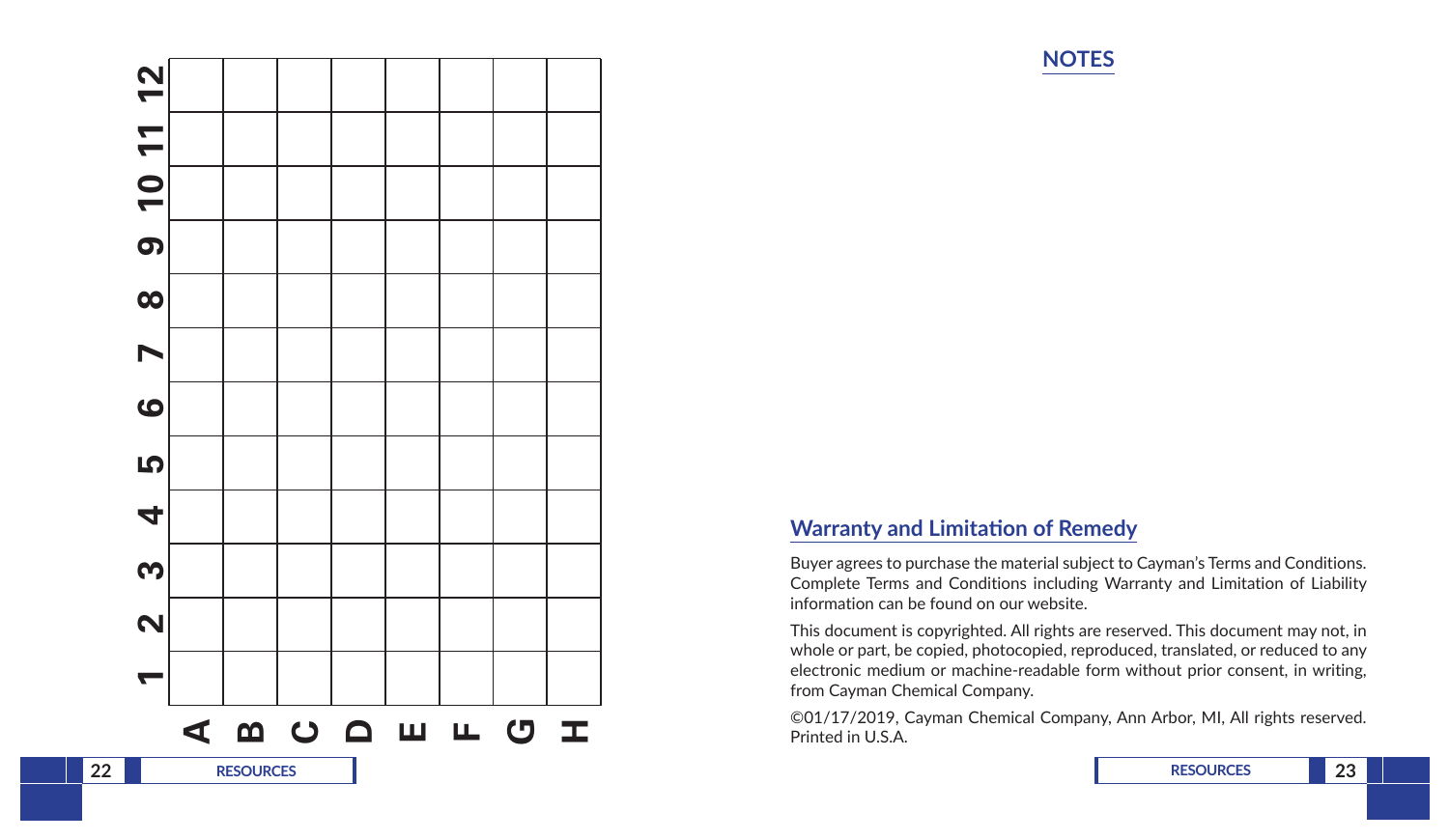| | 1 | 2 | 3 | 4 | 5 | 6 | 7 | 8 | 9 | 10 | 11 | 12 |
|---|---|---|---|---|---|---|---|---|---|---|---|---|
| A | | | | | | | | | | | | |
| B | | | | | | | | | | | | |
| C | | | | | | | | | | | | |
| D | | | | | | | | | | | | |
| E | | | | | | | | | | | | |
| F | | | | | | | | | | | | |
| G | | | | | | | | | | | | |
| H | | | | | | | | | | | | |

## NOTES

## Warranty and Limitation of Remedy

Buyer agrees to purchase the material subject to Cayman's Terms and Conditions. Complete Terms and Conditions including Warranty and Limitation of Liability information can be found on our website.

This document is copyrighted. All rights are reserved. This document may not, in whole or part, be copied, photocopied, reproduced, translated, or reduced to any electronic medium or machine-readable form without prior consent, in writing, from Cayman Chemical Company.

©01/17/2019, Cayman Chemical Company, Ann Arbor, MI, All rights reserved. Printed in U.S.A.